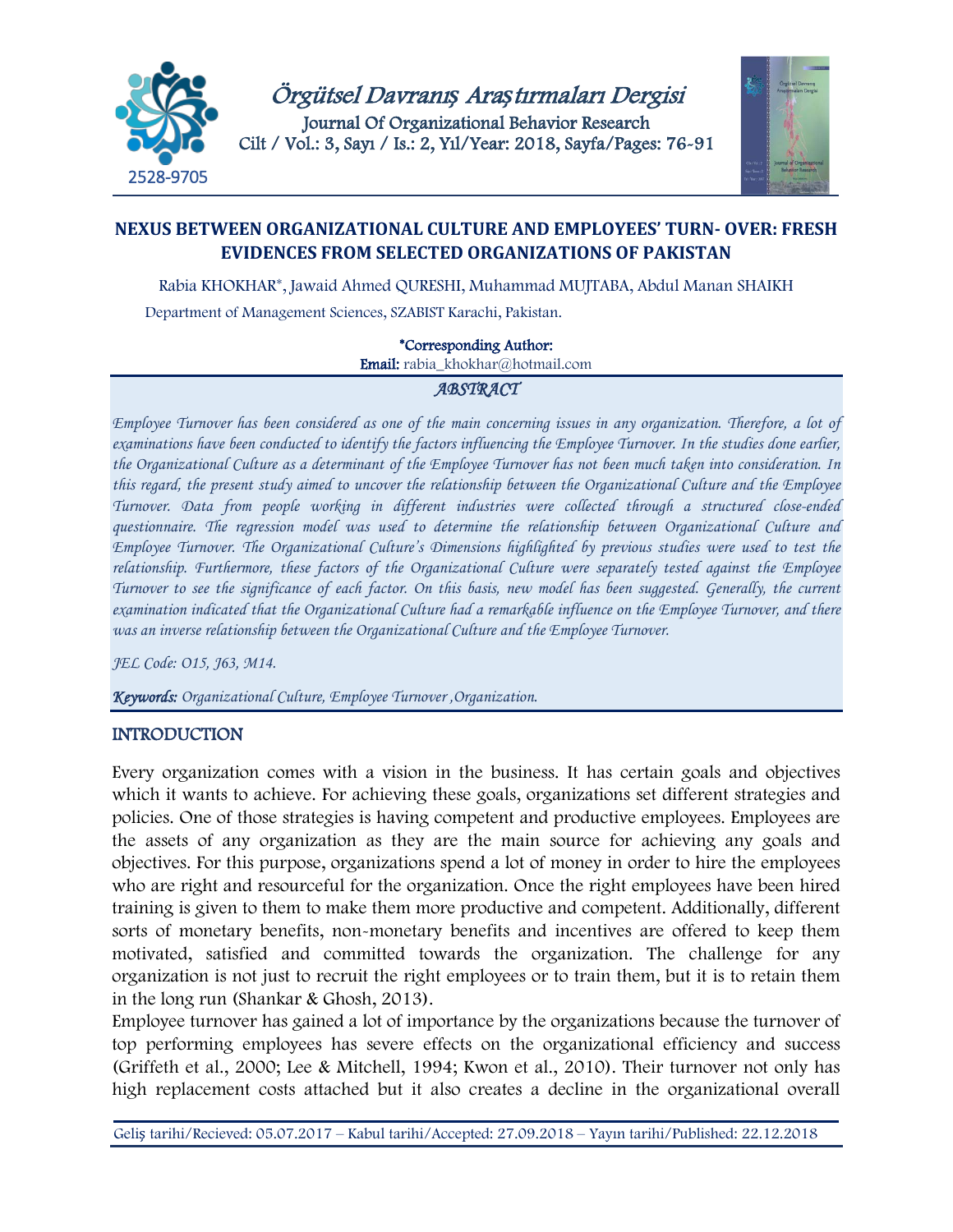# NEXUS BETWEEN ORGANIZATIONAL CULTURE AND EMPLOYEES' TURN- OVER: FRESH EVIDENCES FROM SELECTED ORGANIZATIONS OF PAKISTAN

Rabia KHOKHAR*, Jawaid Ahmed QURESHI, Muhammad MUJTABA, Abdul Manan SHAIKH

Department of Management Sciences, SZABIST Karachi, Pakistan.

*Corresponding Author:
**Email:** rabia_khokhar@hotmail.com

## ABSTRACT

*Employee Turnover has been considered as one of the main concerning issues in any organization. Therefore, a lot of examinations have been conducted to identify the factors influencing the Employee Turnover. In the studies done earlier, the Organizational Culture as a determinant of the Employee Turnover has not been much taken into consideration. In this regard, the present study aimed to uncover the relationship between the Organizational Culture and the Employee Turnover. Data from people working in different industries were collected through a structured close-ended questionnaire. The regression model was used to determine the relationship between Organizational Culture and Employee Turnover. The Organizational Culture's Dimensions highlighted by previous studies were used to test the relationship. Furthermore, these factors of the Organizational Culture were separately tested against the Employee Turnover to see the significance of each factor. On this basis, new model has been suggested. Generally, the current examination indicated that the Organizational Culture had a remarkable influence on the Employee Turnover, and there was an inverse relationship between the Organizational Culture and the Employee Turnover.*

*JEL Code: O15, J63, M14.*

***Keywords:*** *Organizational Culture, Employee Turnover ,Organization.*

## INTRODUCTION

Every organization comes with a vision in the business. It has certain goals and objectives which it wants to achieve. For achieving these goals, organizations set different strategies and policies. One of those strategies is having competent and productive employees. Employees are the assets of any organization as they are the main source for achieving any goals and objectives. For this purpose, organizations spend a lot of money in order to hire the employees who are right and resourceful for the organization. Once the right employees have been hired training is given to them to make them more productive and competent. Additionally, different sorts of monetary benefits, non-monetary benefits and incentives are offered to keep them motivated, satisfied and committed towards the organization. The challenge for any organization is not just to recruit the right employees or to train them, but it is to retain them in the long run (Shankar & Ghosh, 2013).

Employee turnover has gained a lot of importance by the organizations because the turnover of top performing employees has severe effects on the organizational efficiency and success (Griffeth et al., 2000; Lee & Mitchell, 1994; Kwon et al., 2010). Their turnover not only has high replacement costs attached but it also creates a decline in the organizational overall

Geliş tarihi/Recieved: 05.07.2017 – Kabul tarihi/Accepted: 27.09.2018 – Yayın tarihi/Published: 22.12.2018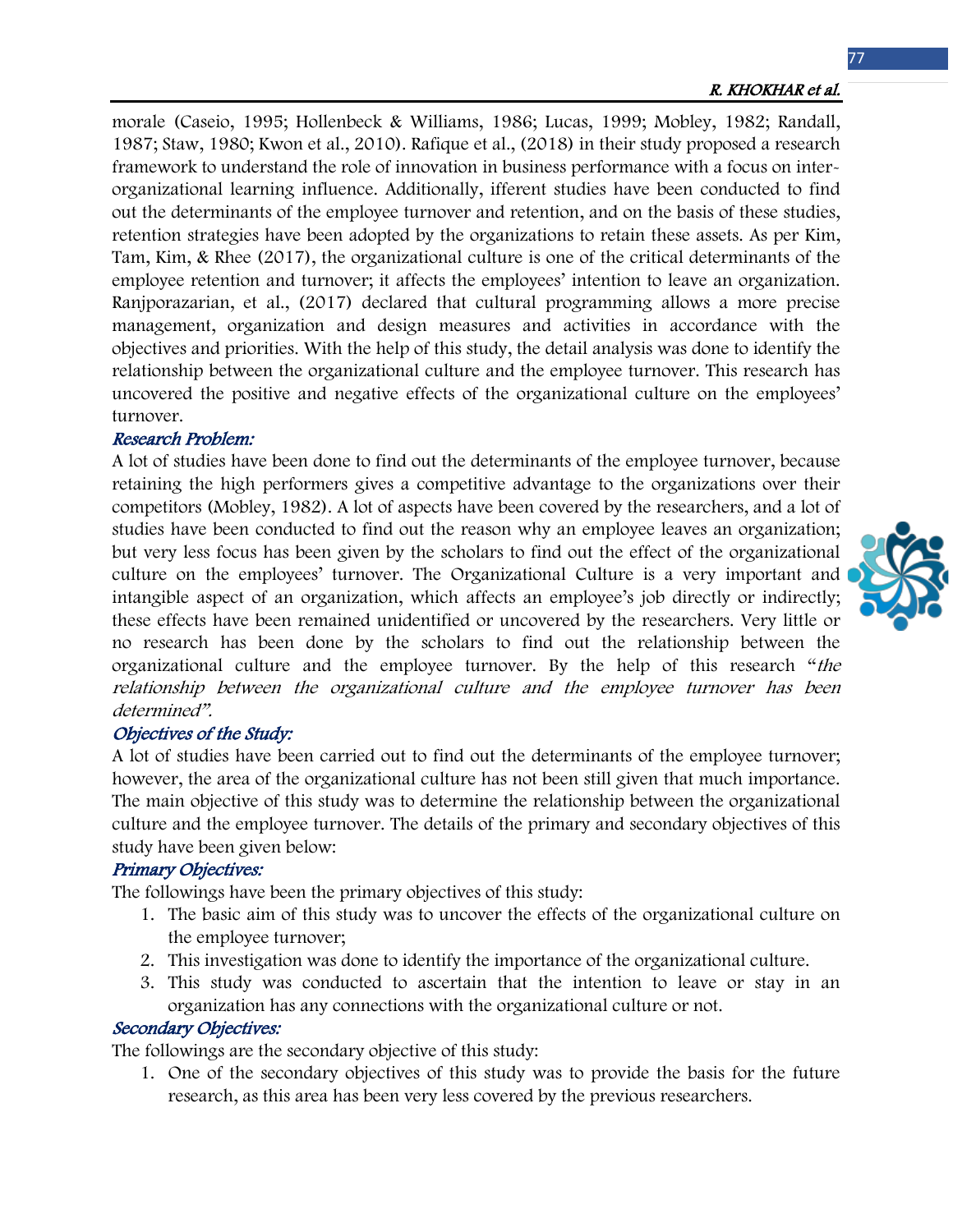morale (Caseio, 1995; Hollenbeck & Williams, 1986; Lucas, 1999; Mobley, 1982; Randall, 1987; Staw, 1980; Kwon et al., 2010). Rafique et al., (2018) in their study proposed a research framework to understand the role of innovation in business performance with a focus on inter-organizational learning influence. Additionally, ifferent studies have been conducted to find out the determinants of the employee turnover and retention, and on the basis of these studies, retention strategies have been adopted by the organizations to retain these assets. As per Kim, Tam, Kim, & Rhee (2017), the organizational culture is one of the critical determinants of the employee retention and turnover; it affects the employees' intention to leave an organization. Ranjporazarian, et al., (2017) declared that cultural programming allows a more precise management, organization and design measures and activities in accordance with the objectives and priorities. With the help of this study, the detail analysis was done to identify the relationship between the organizational culture and the employee turnover. This research has uncovered the positive and negative effects of the organizational culture on the employees' turnover.

### *Research Problem:*

A lot of studies have been done to find out the determinants of the employee turnover, because retaining the high performers gives a competitive advantage to the organizations over their competitors (Mobley, 1982). A lot of aspects have been covered by the researchers, and a lot of studies have been conducted to find out the reason why an employee leaves an organization; but very less focus has been given by the scholars to find out the effect of the organizational culture on the employees' turnover. The Organizational Culture is a very important and intangible aspect of an organization, which affects an employee's job directly or indirectly; these effects have been remained unidentified or uncovered by the researchers. Very little or no research has been done by the scholars to find out the relationship between the organizational culture and the employee turnover. By the help of this research "*the relationship between the organizational culture and the employee turnover has been determined*".

### *Objectives of the Study:*

A lot of studies have been carried out to find out the determinants of the employee turnover; however, the area of the organizational culture has not been still given that much importance. The main objective of this study was to determine the relationship between the organizational culture and the employee turnover. The details of the primary and secondary objectives of this study have been given below:

### *Primary Objectives:*

The followings have been the primary objectives of this study:

1. The basic aim of this study was to uncover the effects of the organizational culture on the employee turnover;
2. This investigation was done to identify the importance of the organizational culture.
3. This study was conducted to ascertain that the intention to leave or stay in an organization has any connections with the organizational culture or not.

### *Secondary Objectives:*

The followings are the secondary objective of this study:

1. One of the secondary objectives of this study was to provide the basis for the future research, as this area has been very less covered by the previous researchers.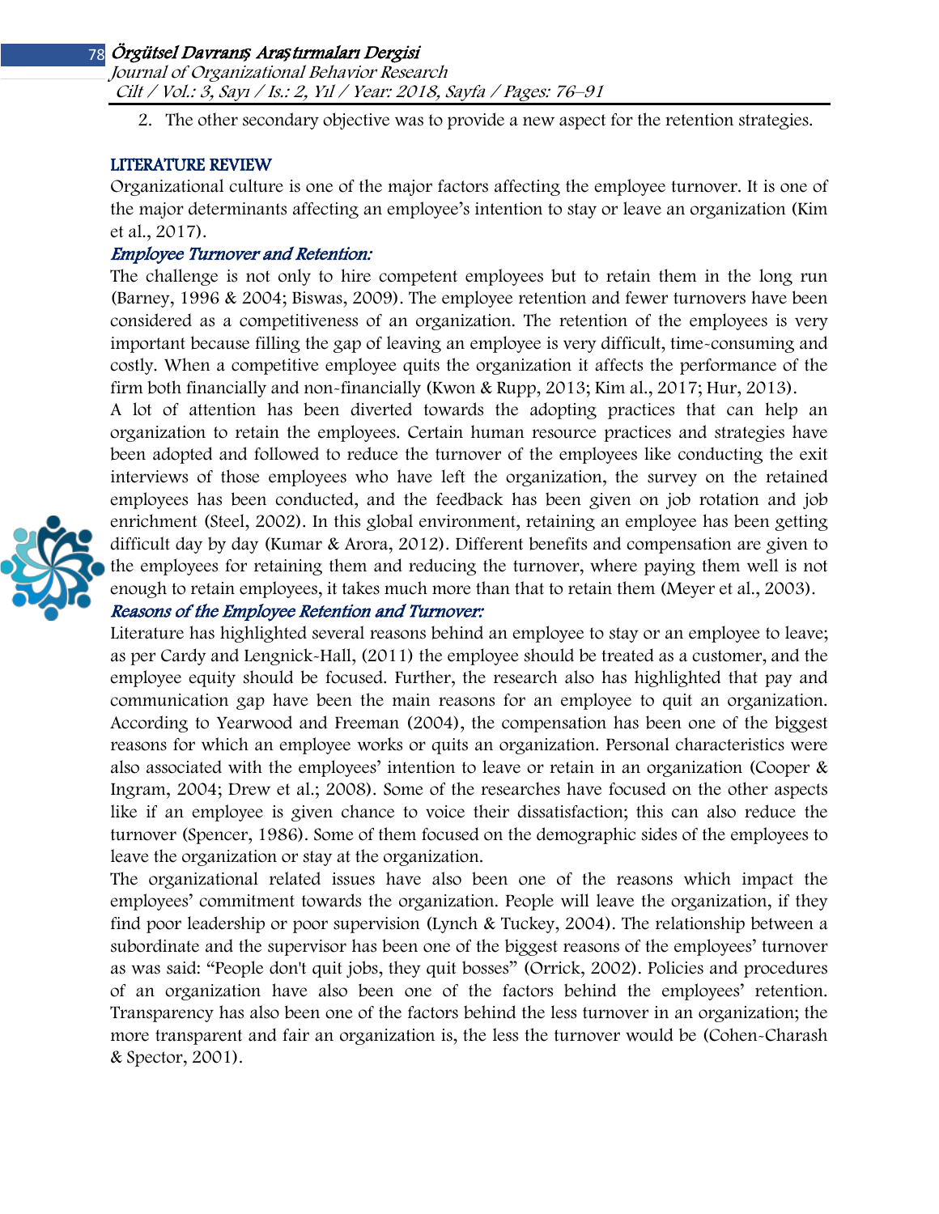2. The other secondary objective was to provide a new aspect for the retention strategies.

## LITERATURE REVIEW

Organizational culture is one of the major factors affecting the employee turnover. It is one of the major determinants affecting an employee's intention to stay or leave an organization (Kim et al., 2017).

### *Employee Turnover and Retention:*

The challenge is not only to hire competent employees but to retain them in the long run (Barney, 1996 & 2004; Biswas, 2009). The employee retention and fewer turnovers have been considered as a competitiveness of an organization. The retention of the employees is very important because filling the gap of leaving an employee is very difficult, time-consuming and costly. When a competitive employee quits the organization it affects the performance of the firm both financially and non-financially (Kwon & Rupp, 2013; Kim al., 2017; Hur, 2013).

A lot of attention has been diverted towards the adopting practices that can help an organization to retain the employees. Certain human resource practices and strategies have been adopted and followed to reduce the turnover of the employees like conducting the exit interviews of those employees who have left the organization, the survey on the retained employees has been conducted, and the feedback has been given on job rotation and job enrichment (Steel, 2002). In this global environment, retaining an employee has been getting difficult day by day (Kumar & Arora, 2012). Different benefits and compensation are given to the employees for retaining them and reducing the turnover, where paying them well is not enough to retain employees, it takes much more than that to retain them (Meyer et al., 2003).

### *Reasons of the Employee Retention and Turnover:*

Literature has highlighted several reasons behind an employee to stay or an employee to leave; as per Cardy and Lengnick-Hall, (2011) the employee should be treated as a customer, and the employee equity should be focused. Further, the research also has highlighted that pay and communication gap have been the main reasons for an employee to quit an organization. According to Yearwood and Freeman (2004), the compensation has been one of the biggest reasons for which an employee works or quits an organization. Personal characteristics were also associated with the employees' intention to leave or retain in an organization (Cooper & Ingram, 2004; Drew et al.; 2008). Some of the researches have focused on the other aspects like if an employee is given chance to voice their dissatisfaction; this can also reduce the turnover (Spencer, 1986). Some of them focused on the demographic sides of the employees to leave the organization or stay at the organization.

The organizational related issues have also been one of the reasons which impact the employees' commitment towards the organization. People will leave the organization, if they find poor leadership or poor supervision (Lynch & Tuckey, 2004). The relationship between a subordinate and the supervisor has been one of the biggest reasons of the employees' turnover as was said: "People don't quit jobs, they quit bosses" (Orrick, 2002). Policies and procedures of an organization have also been one of the factors behind the employees' retention. Transparency has also been one of the factors behind the less turnover in an organization; the more transparent and fair an organization is, the less the turnover would be (Cohen-Charash & Spector, 2001).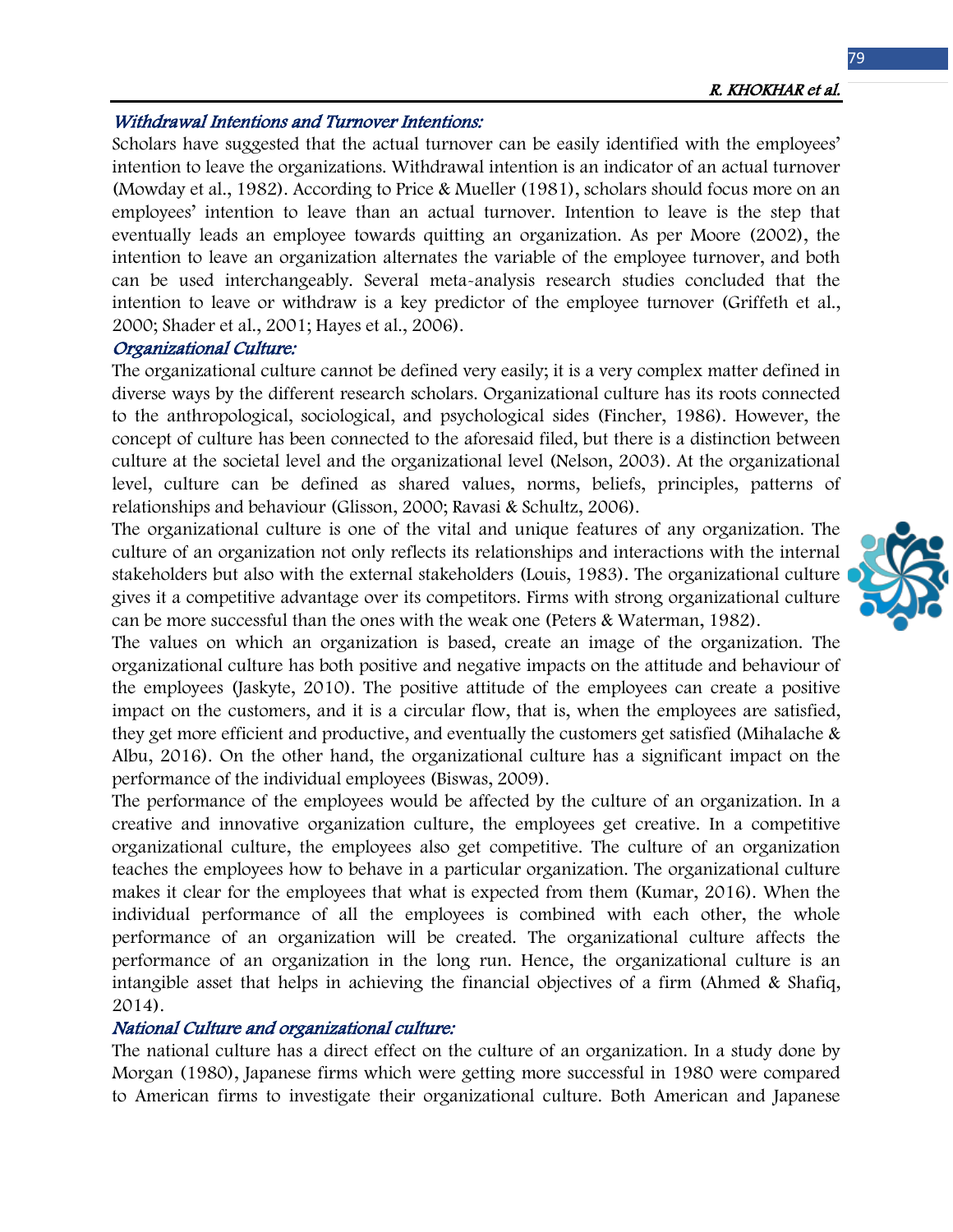### *Withdrawal Intentions and Turnover Intentions:*

Scholars have suggested that the actual turnover can be easily identified with the employees' intention to leave the organizations. Withdrawal intention is an indicator of an actual turnover (Mowday et al., 1982). According to Price & Mueller (1981), scholars should focus more on an employees' intention to leave than an actual turnover. Intention to leave is the step that eventually leads an employee towards quitting an organization. As per Moore (2002), the intention to leave an organization alternates the variable of the employee turnover, and both can be used interchangeably. Several meta-analysis research studies concluded that the intention to leave or withdraw is a key predictor of the employee turnover (Griffeth et al., 2000; Shader et al., 2001; Hayes et al., 2006).

### *Organizational Culture:*

The organizational culture cannot be defined very easily; it is a very complex matter defined in diverse ways by the different research scholars. Organizational culture has its roots connected to the anthropological, sociological, and psychological sides (Fincher, 1986). However, the concept of culture has been connected to the aforesaid filed, but there is a distinction between culture at the societal level and the organizational level (Nelson, 2003). At the organizational level, culture can be defined as shared values, norms, beliefs, principles, patterns of relationships and behaviour (Glisson, 2000; Ravasi & Schultz, 2006).

The organizational culture is one of the vital and unique features of any organization. The culture of an organization not only reflects its relationships and interactions with the internal stakeholders but also with the external stakeholders (Louis, 1983). The organizational culture gives it a competitive advantage over its competitors. Firms with strong organizational culture can be more successful than the ones with the weak one (Peters & Waterman, 1982).

The values on which an organization is based, create an image of the organization. The organizational culture has both positive and negative impacts on the attitude and behaviour of the employees (Jaskyte, 2010). The positive attitude of the employees can create a positive impact on the customers, and it is a circular flow, that is, when the employees are satisfied, they get more efficient and productive, and eventually the customers get satisfied (Mihalache & Albu, 2016). On the other hand, the organizational culture has a significant impact on the performance of the individual employees (Biswas, 2009).

The performance of the employees would be affected by the culture of an organization. In a creative and innovative organization culture, the employees get creative. In a competitive organizational culture, the employees also get competitive. The culture of an organization teaches the employees how to behave in a particular organization. The organizational culture makes it clear for the employees that what is expected from them (Kumar, 2016). When the individual performance of all the employees is combined with each other, the whole performance of an organization will be created. The organizational culture affects the performance of an organization in the long run. Hence, the organizational culture is an intangible asset that helps in achieving the financial objectives of a firm (Ahmed & Shafiq, 2014).

### *National Culture and organizational culture:*

The national culture has a direct effect on the culture of an organization. In a study done by Morgan (1980), Japanese firms which were getting more successful in 1980 were compared to American firms to investigate their organizational culture. Both American and Japanese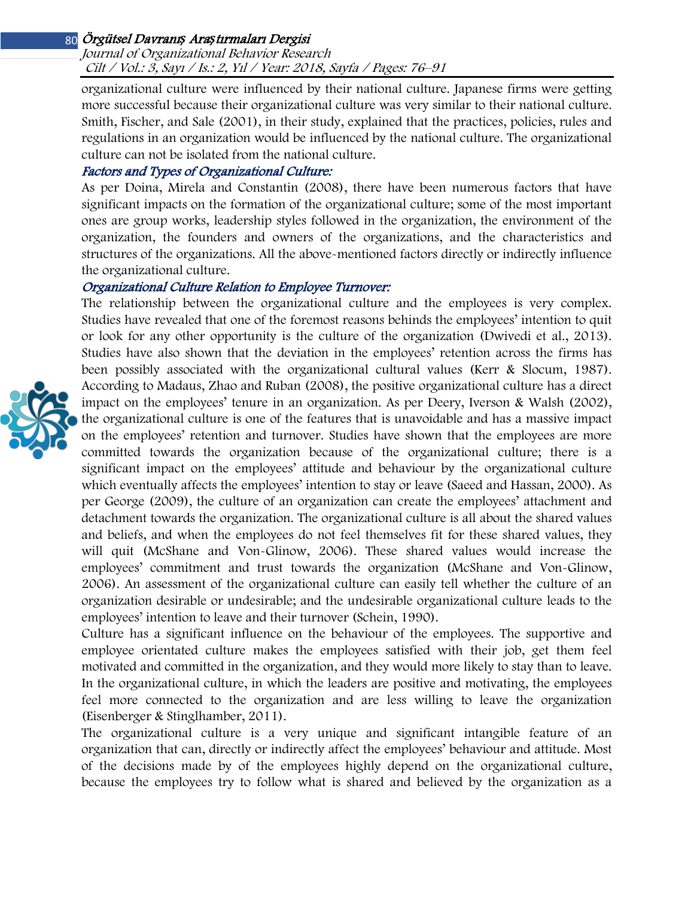organizational culture were influenced by their national culture. Japanese firms were getting more successful because their organizational culture was very similar to their national culture. Smith, Fischer, and Sale (2001), in their study, explained that the practices, policies, rules and regulations in an organization would be influenced by the national culture. The organizational culture can not be isolated from the national culture.

### *Factors and Types of Organizational Culture:*

As per Doina, Mirela and Constantin (2008), there have been numerous factors that have significant impacts on the formation of the organizational culture; some of the most important ones are group works, leadership styles followed in the organization, the environment of the organization, the founders and owners of the organizations, and the characteristics and structures of the organizations. All the above-mentioned factors directly or indirectly influence the organizational culture.

### *Organizational Culture Relation to Employee Turnover:*

The relationship between the organizational culture and the employees is very complex. Studies have revealed that one of the foremost reasons behinds the employees' intention to quit or look for any other opportunity is the culture of the organization (Dwivedi et al., 2013). Studies have also shown that the deviation in the employees' retention across the firms has been possibly associated with the organizational cultural values (Kerr & Slocum, 1987). According to Madaus, Zhao and Ruban (2008), the positive organizational culture has a direct impact on the employees' tenure in an organization. As per Deery, Iverson & Walsh (2002), the organizational culture is one of the features that is unavoidable and has a massive impact on the employees' retention and turnover. Studies have shown that the employees are more committed towards the organization because of the organizational culture; there is a significant impact on the employees' attitude and behaviour by the organizational culture which eventually affects the employees' intention to stay or leave (Saeed and Hassan, 2000). As per George (2009), the culture of an organization can create the employees' attachment and detachment towards the organization. The organizational culture is all about the shared values and beliefs, and when the employees do not feel themselves fit for these shared values, they will quit (McShane and Von-Glinow, 2006). These shared values would increase the employees' commitment and trust towards the organization (McShane and Von-Glinow, 2006). An assessment of the organizational culture can easily tell whether the culture of an organization desirable or undesirable; and the undesirable organizational culture leads to the employees' intention to leave and their turnover (Schein, 1990).

Culture has a significant influence on the behaviour of the employees. The supportive and employee orientated culture makes the employees satisfied with their job, get them feel motivated and committed in the organization, and they would more likely to stay than to leave. In the organizational culture, in which the leaders are positive and motivating, the employees feel more connected to the organization and are less willing to leave the organization (Eisenberger & Stinglhamber, 2011).

The organizational culture is a very unique and significant intangible feature of an organization that can, directly or indirectly affect the employees' behaviour and attitude. Most of the decisions made by of the employees highly depend on the organizational culture, because the employees try to follow what is shared and believed by the organization as a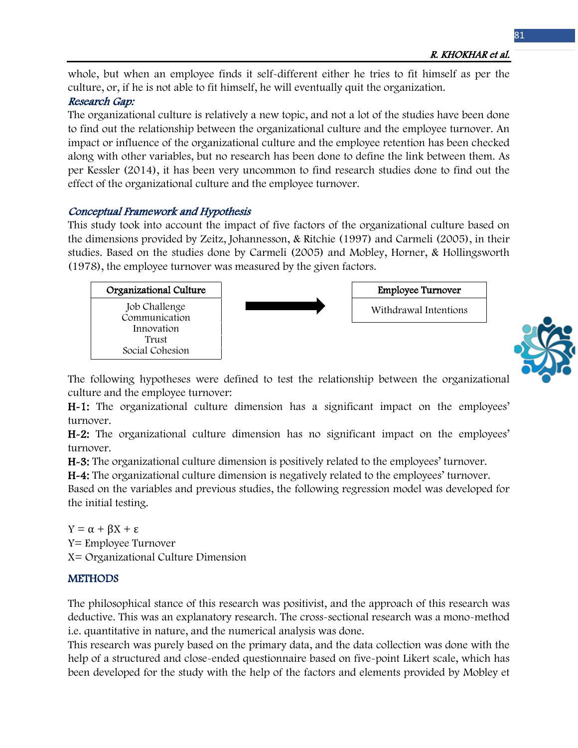whole, but when an employee finds it self-different either he tries to fit himself as per the culture, or, if he is not able to fit himself, he will eventually quit the organization.

### *Research Gap:*

The organizational culture is relatively a new topic, and not a lot of the studies have been done to find out the relationship between the organizational culture and the employee turnover. An impact or influence of the organizational culture and the employee retention has been checked along with other variables, but no research has been done to define the link between them. As per Kessler (2014), it has been very uncommon to find research studies done to find out the effect of the organizational culture and the employee turnover.

### *Conceptual Framework and Hypothesis*

This study took into account the impact of five factors of the organizational culture based on the dimensions provided by Zeitz, Johannesson, & Ritchie (1997) and Carmeli (2005), in their studies. Based on the studies done by Carmeli (2005) and Mobley, Horner, & Hollingsworth (1978), the employee turnover was measured by the given factors.

| Organizational Culture | → | Employee Turnover |
|---|---|---|
| Job Challenge<br>Communication<br>Innovation<br>Trust<br>Social Cohesion | | Withdrawal Intentions |

The following hypotheses were defined to test the relationship between the organizational culture and the employee turnover:

**H-1:** The organizational culture dimension has a significant impact on the employees' turnover.

**H-2:** The organizational culture dimension has no significant impact on the employees' turnover.

**H-3:** The organizational culture dimension is positively related to the employees' turnover.

**H-4:** The organizational culture dimension is negatively related to the employees' turnover.

Based on the variables and previous studies, the following regression model was developed for the initial testing.

$$Y = \alpha + \beta X + \varepsilon$$

Y= Employee Turnover

X= Organizational Culture Dimension

## METHODS

The philosophical stance of this research was positivist, and the approach of this research was deductive. This was an explanatory research. The cross-sectional research was a mono-method i.e. quantitative in nature, and the numerical analysis was done.

This research was purely based on the primary data, and the data collection was done with the help of a structured and close-ended questionnaire based on five-point Likert scale, which has been developed for the study with the help of the factors and elements provided by Mobley et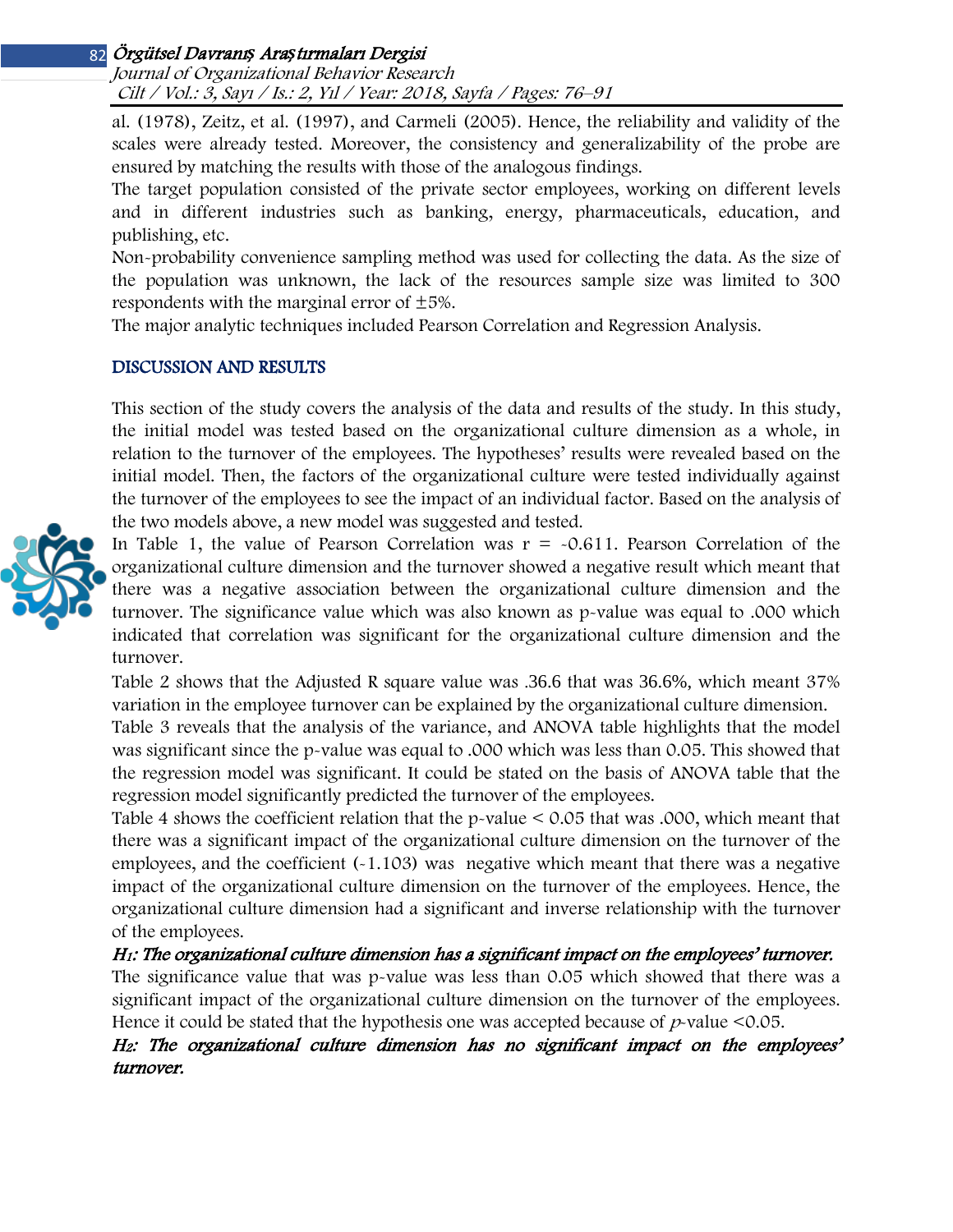al. (1978), Zeitz, et al. (1997), and Carmeli (2005). Hence, the reliability and validity of the scales were already tested. Moreover, the consistency and generalizability of the probe are ensured by matching the results with those of the analogous findings.

The target population consisted of the private sector employees, working on different levels and in different industries such as banking, energy, pharmaceuticals, education, and publishing, etc.

Non-probability convenience sampling method was used for collecting the data. As the size of the population was unknown, the lack of the resources sample size was limited to 300 respondents with the marginal error of ±5%.

The major analytic techniques included Pearson Correlation and Regression Analysis.

## DISCUSSION AND RESULTS

This section of the study covers the analysis of the data and results of the study. In this study, the initial model was tested based on the organizational culture dimension as a whole, in relation to the turnover of the employees. The hypotheses' results were revealed based on the initial model. Then, the factors of the organizational culture were tested individually against the turnover of the employees to see the impact of an individual factor. Based on the analysis of the two models above, a new model was suggested and tested.

In Table 1, the value of Pearson Correlation was r = -0.611. Pearson Correlation of the organizational culture dimension and the turnover showed a negative result which meant that there was a negative association between the organizational culture dimension and the turnover. The significance value which was also known as p-value was equal to .000 which indicated that correlation was significant for the organizational culture dimension and the turnover.

Table 2 shows that the Adjusted R square value was .36.6 that was 36.6%, which meant 37% variation in the employee turnover can be explained by the organizational culture dimension.

Table 3 reveals that the analysis of the variance, and ANOVA table highlights that the model was significant since the p-value was equal to .000 which was less than 0.05. This showed that the regression model was significant. It could be stated on the basis of ANOVA table that the regression model significantly predicted the turnover of the employees.

Table 4 shows the coefficient relation that the p-value < 0.05 that was .000, which meant that there was a significant impact of the organizational culture dimension on the turnover of the employees, and the coefficient (-1.103) was negative which meant that there was a negative impact of the organizational culture dimension on the turnover of the employees. Hence, the organizational culture dimension had a significant and inverse relationship with the turnover of the employees.

***$H_1$: The organizational culture dimension has a significant impact on the employees' turnover.***

The significance value that was p-value was less than 0.05 which showed that there was a significant impact of the organizational culture dimension on the turnover of the employees. Hence it could be stated that the hypothesis one was accepted because of $p$-value <0.05.

***$H_2$: The organizational culture dimension has no significant impact on the employees' turnover.***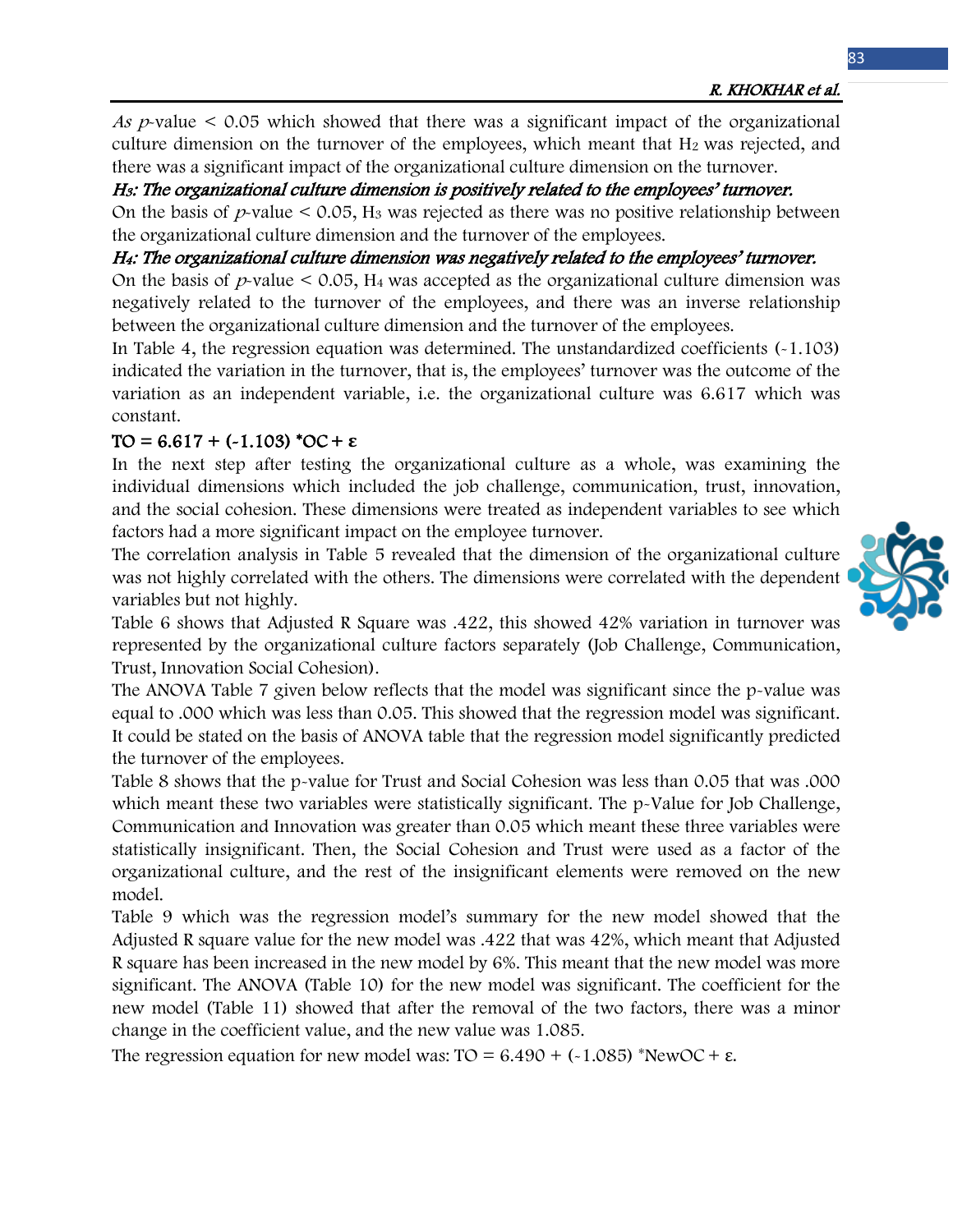As *p*-value < 0.05 which showed that there was a significant impact of the organizational culture dimension on the turnover of the employees, which meant that $H_2$ was rejected, and there was a significant impact of the organizational culture dimension on the turnover.

***$H_3$: The organizational culture dimension is positively related to the employees' turnover.***

On the basis of *p*-value < 0.05, $H_3$ was rejected as there was no positive relationship between the organizational culture dimension and the turnover of the employees.

***$H_4$: The organizational culture dimension was negatively related to the employees' turnover.***

On the basis of *p*-value < 0.05, $H_4$ was accepted as the organizational culture dimension was negatively related to the turnover of the employees, and there was an inverse relationship between the organizational culture dimension and the turnover of the employees.

In Table 4, the regression equation was determined. The unstandardized coefficients (-1.103) indicated the variation in the turnover, that is, the employees' turnover was the outcome of the variation as an independent variable, i.e. the organizational culture was 6.617 which was constant.

**$TO = 6.617 + (-1.103) * OC + \varepsilon$**

In the next step after testing the organizational culture as a whole, was examining the individual dimensions which included the job challenge, communication, trust, innovation, and the social cohesion. These dimensions were treated as independent variables to see which factors had a more significant impact on the employee turnover.

The correlation analysis in Table 5 revealed that the dimension of the organizational culture was not highly correlated with the others. The dimensions were correlated with the dependent variables but not highly.

Table 6 shows that Adjusted R Square was .422, this showed 42% variation in turnover was represented by the organizational culture factors separately (Job Challenge, Communication, Trust, Innovation Social Cohesion).

The ANOVA Table 7 given below reflects that the model was significant since the p-value was equal to .000 which was less than 0.05. This showed that the regression model was significant. It could be stated on the basis of ANOVA table that the regression model significantly predicted the turnover of the employees.

Table 8 shows that the p-value for Trust and Social Cohesion was less than 0.05 that was .000 which meant these two variables were statistically significant. The p-Value for Job Challenge, Communication and Innovation was greater than 0.05 which meant these three variables were statistically insignificant. Then, the Social Cohesion and Trust were used as a factor of the organizational culture, and the rest of the insignificant elements were removed on the new model.

Table 9 which was the regression model's summary for the new model showed that the Adjusted R square value for the new model was .422 that was 42%, which meant that Adjusted R square has been increased in the new model by 6%. This meant that the new model was more significant. The ANOVA (Table 10) for the new model was significant. The coefficient for the new model (Table 11) showed that after the removal of the two factors, there was a minor change in the coefficient value, and the new value was 1.085.

The regression equation for new model was: $TO = 6.490 + (-1.085) * NewOC + \varepsilon$.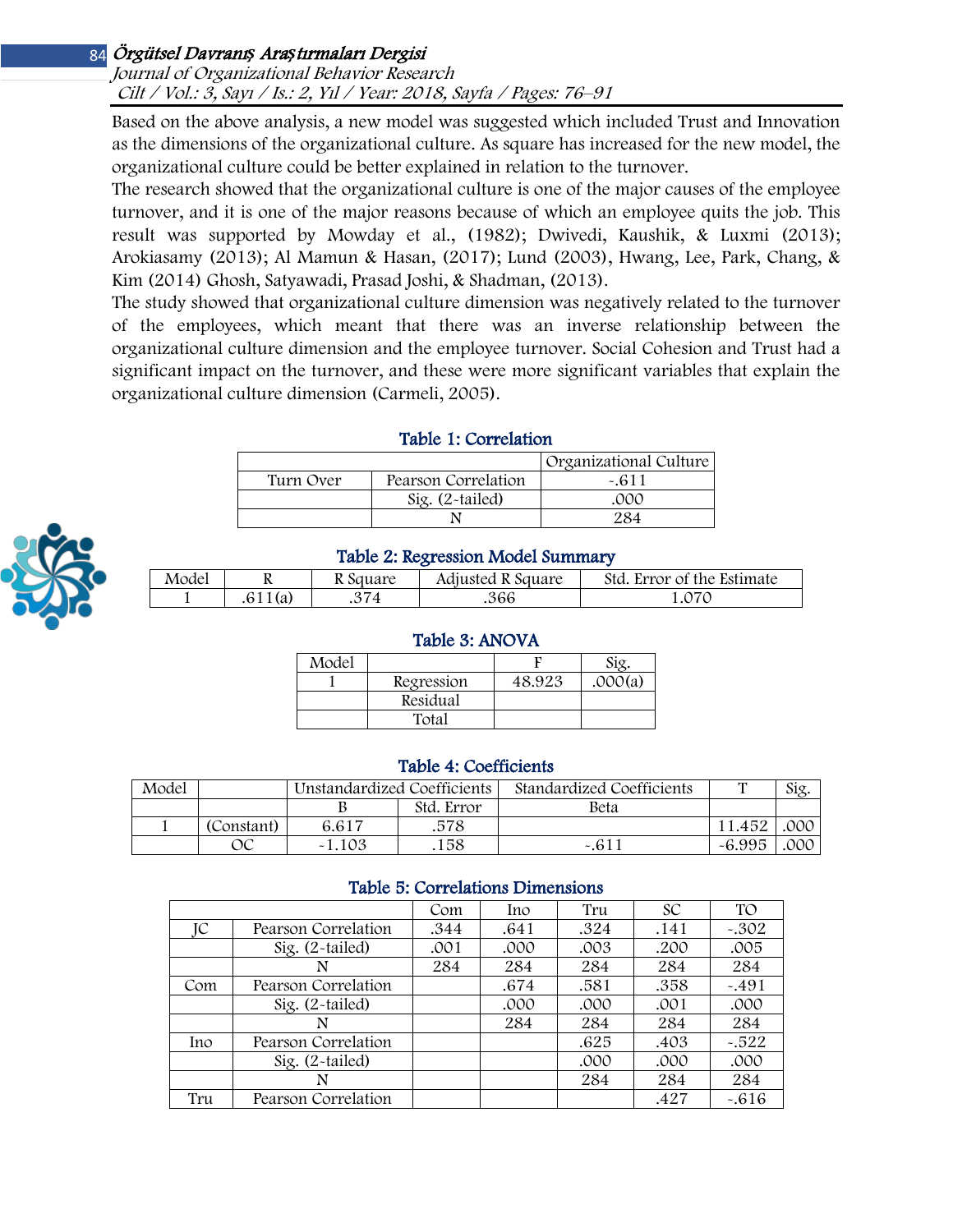Based on the above analysis, a new model was suggested which included Trust and Innovation as the dimensions of the organizational culture. As square has increased for the new model, the organizational culture could be better explained in relation to the turnover.

The research showed that the organizational culture is one of the major causes of the employee turnover, and it is one of the major reasons because of which an employee quits the job. This result was supported by Mowday et al., (1982); Dwivedi, Kaushik, & Luxmi (2013); Arokiasamy (2013); Al Mamun & Hasan, (2017); Lund (2003), Hwang, Lee, Park, Chang, & Kim (2014) Ghosh, Satyawadi, Prasad Joshi, & Shadman, (2013).

The study showed that organizational culture dimension was negatively related to the turnover of the employees, which meant that there was an inverse relationship between the organizational culture dimension and the employee turnover. Social Cohesion and Trust had a significant impact on the turnover, and these were more significant variables that explain the organizational culture dimension (Carmeli, 2005).

**Table 1: Correlation**

| | | Organizational Culture |
|---|---|---|
| Turn Over | Pearson Correlation | -.611 |
| | Sig. (2-tailed) | .000 |
| | N | 284 |

**Table 2: Regression Model Summary**

| Model | R | R Square | Adjusted R Square | Std. Error of the Estimate |
|---|---|---|---|---|
| 1 | .611(a) | .374 | .366 | 1.070 |

**Table 3: ANOVA**

| Model | | F | Sig. |
|---|---|---|---|
| 1 | Regression | 48.923 | .000(a) |
| | Residual | | |
| | Total | | |

**Table 4: Coefficients**

| Model | | Unstandardized Coefficients | | Standardized Coefficients | T | Sig. |
|---|---|---|---|---|---|---|
| | | B | Std. Error | Beta | | |
| 1 | (Constant) | 6.617 | .578 | | 11.452 | .000 |
| | OC | -1.103 | .158 | -.611 | -6.995 | .000 |

**Table 5: Correlations Dimensions**

| | | Com | Ino | Tru | SC | TO |
|---|---|---|---|---|---|---|
| JC | Pearson Correlation | .344 | .641 | .324 | .141 | -.302 |
| | Sig. (2-tailed) | .001 | .000 | .003 | .200 | .005 |
| | N | 284 | 284 | 284 | 284 | 284 |
| Com | Pearson Correlation | | .674 | .581 | .358 | -.491 |
| | Sig. (2-tailed) | | .000 | .000 | .001 | .000 |
| | N | | 284 | 284 | 284 | 284 |
| Ino | Pearson Correlation | | | .625 | .403 | -.522 |
| | Sig. (2-tailed) | | | .000 | .000 | .000 |
| | N | | | 284 | 284 | 284 |
| Tru | Pearson Correlation | | | | .427 | -.616 |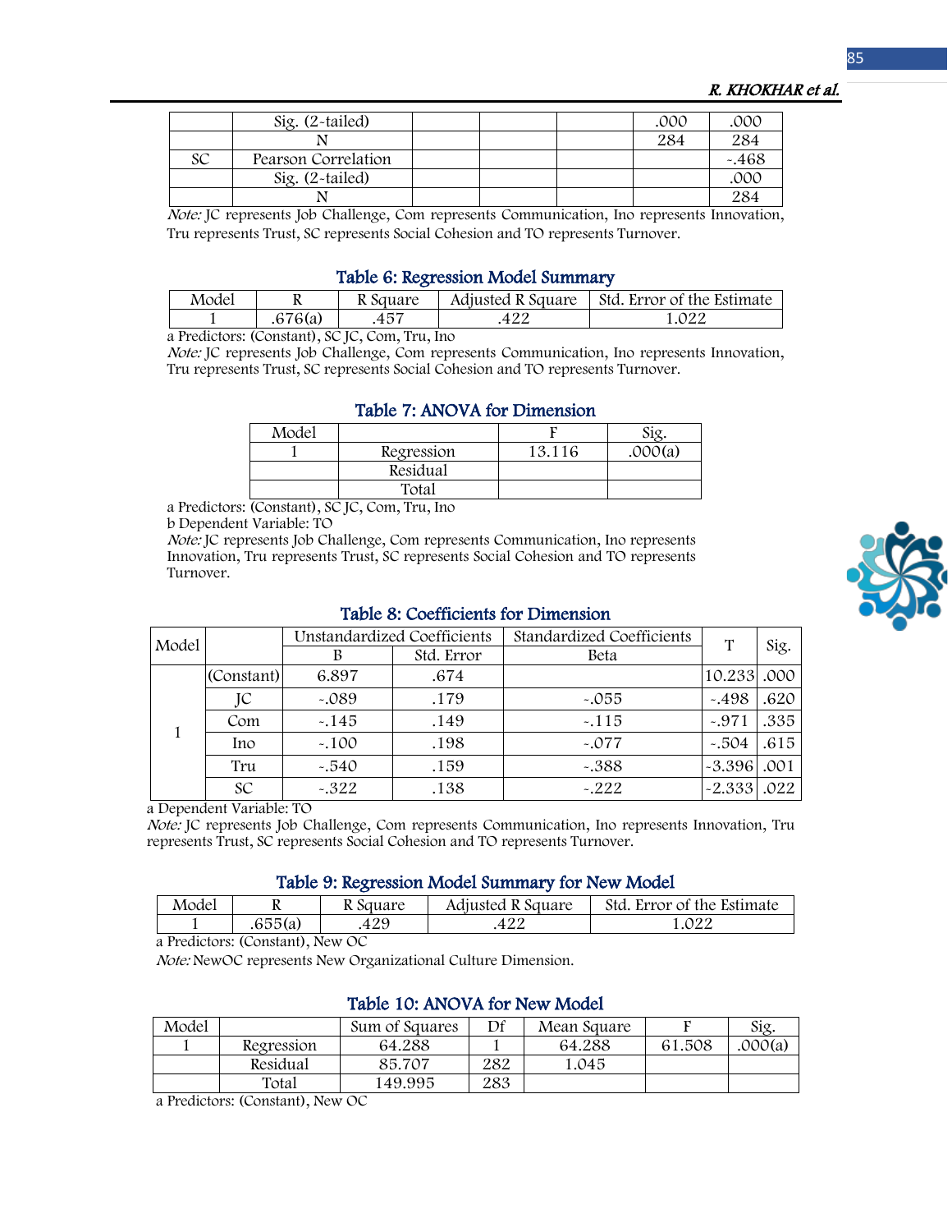|  |  |  |  |  |  |  |
|---|---|---|---|---|---|---|
|  | Sig. (2-tailed) |  |  |  | .000 | .000 |
|  | N |  |  |  | 284 | 284 |
| SC | Pearson Correlation |  |  |  |  | -.468 |
|  | Sig. (2-tailed) |  |  |  |  | .000 |
|  | N |  |  |  |  | 284 |

*Note:* JC represents Job Challenge, Com represents Communication, Ino represents Innovation, Tru represents Trust, SC represents Social Cohesion and TO represents Turnover.

### Table 6: Regression Model Summary

| Model | R | R Square | Adjusted R Square | Std. Error of the Estimate |
|---|---|---|---|---|
| 1 | .676(a) | .457 | .422 | 1.022 |

a Predictors: (Constant), SC JC, Com, Tru, Ino
*Note:* JC represents Job Challenge, Com represents Communication, Ino represents Innovation, Tru represents Trust, SC represents Social Cohesion and TO represents Turnover.

### Table 7: ANOVA for Dimension

| Model |  | F | Sig. |
|---|---|---|---|
| 1 | Regression | 13.116 | .000(a) |
|  | Residual |  |  |
|  | Total |  |  |

a Predictors: (Constant), SC JC, Com, Tru, Ino
b Dependent Variable: TO
*Note:* JC represents Job Challenge, Com represents Communication, Ino represents Innovation, Tru represents Trust, SC represents Social Cohesion and TO represents Turnover.

### Table 8: Coefficients for Dimension

| Model |  | Unstandardized Coefficients |  | Standardized Coefficients | T | Sig. |
|---|---|---|---|---|---|---|
|  |  | B | Std. Error | Beta |  |  |
| 1 | (Constant) | 6.897 | .674 |  | 10.233 | .000 |
|  | JC | -.089 | .179 | -.055 | -.498 | .620 |
|  | Com | -.145 | .149 | -.115 | -.971 | .335 |
|  | Ino | -.100 | .198 | -.077 | -.504 | .615 |
|  | Tru | -.540 | .159 | -.388 | -3.396 | .001 |
|  | SC | -.322 | .138 | -.222 | -2.333 | .022 |

a Dependent Variable: TO
*Note:* JC represents Job Challenge, Com represents Communication, Ino represents Innovation, Tru represents Trust, SC represents Social Cohesion and TO represents Turnover.

### Table 9: Regression Model Summary for New Model

| Model | R | R Square | Adjusted R Square | Std. Error of the Estimate |
|---|---|---|---|---|
| 1 | .655(a) | .429 | .422 | 1.022 |

a Predictors: (Constant), New OC
*Note:* NewOC represents New Organizational Culture Dimension.

### Table 10: ANOVA for New Model

| Model |  | Sum of Squares | Df | Mean Square | F | Sig. |
|---|---|---|---|---|---|---|
| 1 | Regression | 64.288 | 1 | 64.288 | 61.508 | .000(a) |
|  | Residual | 85.707 | 282 | 1.045 |  |  |
|  | Total | 149.995 | 283 |  |  |  |

a Predictors: (Constant), New OC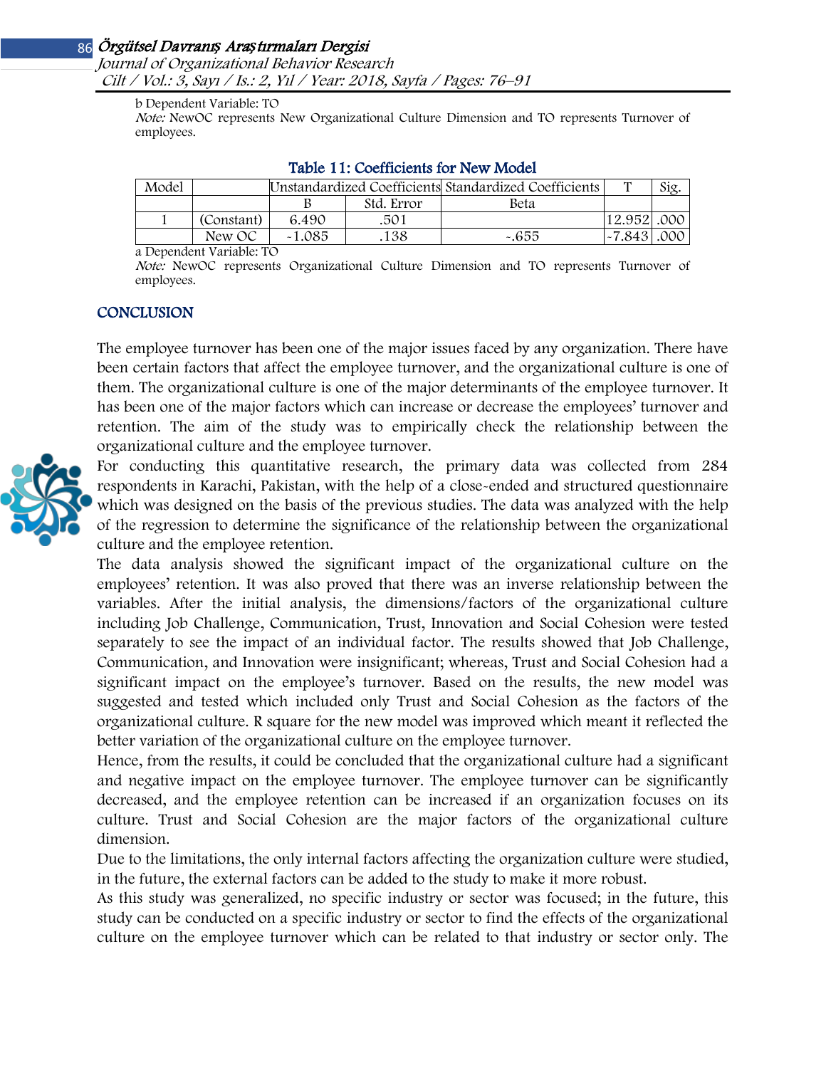b Dependent Variable: TO
*Note:* NewOC represents New Organizational Culture Dimension and TO represents Turnover of employees.

**Table 11: Coefficients for New Model**

| Model | | Unstandardized Coefficients | | Standardized Coefficients | T | Sig. |
|---|---|---|---|---|---|---|
| | | B | Std. Error | Beta | | |
| 1 | (Constant) | 6.490 | .501 | | 12.952 | .000 |
| | New OC | -1.085 | .138 | -.655 | -7.843 | .000 |

a Dependent Variable: TO
*Note:* NewOC represents Organizational Culture Dimension and TO represents Turnover of employees.

## CONCLUSION

The employee turnover has been one of the major issues faced by any organization. There have been certain factors that affect the employee turnover, and the organizational culture is one of them. The organizational culture is one of the major determinants of the employee turnover. It has been one of the major factors which can increase or decrease the employees' turnover and retention. The aim of the study was to empirically check the relationship between the organizational culture and the employee turnover.

For conducting this quantitative research, the primary data was collected from 284 respondents in Karachi, Pakistan, with the help of a close-ended and structured questionnaire which was designed on the basis of the previous studies. The data was analyzed with the help of the regression to determine the significance of the relationship between the organizational culture and the employee retention.

The data analysis showed the significant impact of the organizational culture on the employees' retention. It was also proved that there was an inverse relationship between the variables. After the initial analysis, the dimensions/factors of the organizational culture including Job Challenge, Communication, Trust, Innovation and Social Cohesion were tested separately to see the impact of an individual factor. The results showed that Job Challenge, Communication, and Innovation were insignificant; whereas, Trust and Social Cohesion had a significant impact on the employee's turnover. Based on the results, the new model was suggested and tested which included only Trust and Social Cohesion as the factors of the organizational culture. R square for the new model was improved which meant it reflected the better variation of the organizational culture on the employee turnover.

Hence, from the results, it could be concluded that the organizational culture had a significant and negative impact on the employee turnover. The employee turnover can be significantly decreased, and the employee retention can be increased if an organization focuses on its culture. Trust and Social Cohesion are the major factors of the organizational culture dimension.

Due to the limitations, the only internal factors affecting the organization culture were studied, in the future, the external factors can be added to the study to make it more robust.

As this study was generalized, no specific industry or sector was focused; in the future, this study can be conducted on a specific industry or sector to find the effects of the organizational culture on the employee turnover which can be related to that industry or sector only. The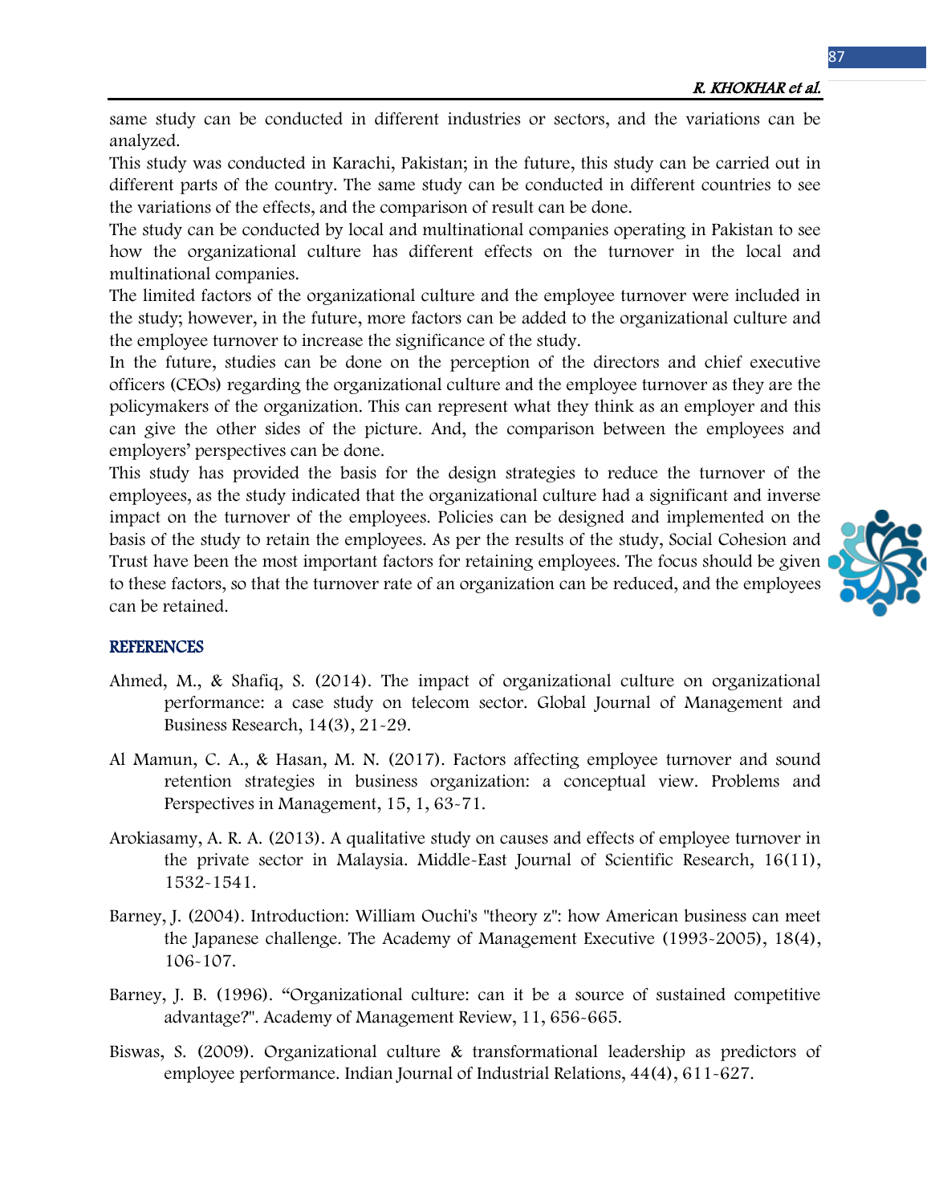same study can be conducted in different industries or sectors, and the variations can be analyzed.

This study was conducted in Karachi, Pakistan; in the future, this study can be carried out in different parts of the country. The same study can be conducted in different countries to see the variations of the effects, and the comparison of result can be done.

The study can be conducted by local and multinational companies operating in Pakistan to see how the organizational culture has different effects on the turnover in the local and multinational companies.

The limited factors of the organizational culture and the employee turnover were included in the study; however, in the future, more factors can be added to the organizational culture and the employee turnover to increase the significance of the study.

In the future, studies can be done on the perception of the directors and chief executive officers (CEOs) regarding the organizational culture and the employee turnover as they are the policymakers of the organization. This can represent what they think as an employer and this can give the other sides of the picture. And, the comparison between the employees and employers' perspectives can be done.

This study has provided the basis for the design strategies to reduce the turnover of the employees, as the study indicated that the organizational culture had a significant and inverse impact on the turnover of the employees. Policies can be designed and implemented on the basis of the study to retain the employees. As per the results of the study, Social Cohesion and Trust have been the most important factors for retaining employees. The focus should be given to these factors, so that the turnover rate of an organization can be reduced, and the employees can be retained.

## REFERENCES

Ahmed, M., & Shafiq, S. (2014). The impact of organizational culture on organizational performance: a case study on telecom sector. Global Journal of Management and Business Research, 14(3), 21-29.

Al Mamun, C. A., & Hasan, M. N. (2017). Factors affecting employee turnover and sound retention strategies in business organization: a conceptual view. Problems and Perspectives in Management, 15, 1, 63-71.

Arokiasamy, A. R. A. (2013). A qualitative study on causes and effects of employee turnover in the private sector in Malaysia. Middle-East Journal of Scientific Research, 16(11), 1532-1541.

Barney, J. (2004). Introduction: William Ouchi's "theory z": how American business can meet the Japanese challenge. The Academy of Management Executive (1993-2005), 18(4), 106-107.

Barney, J. B. (1996). "Organizational culture: can it be a source of sustained competitive advantage?". Academy of Management Review, 11, 656-665.

Biswas, S. (2009). Organizational culture & transformational leadership as predictors of employee performance. Indian Journal of Industrial Relations, 44(4), 611-627.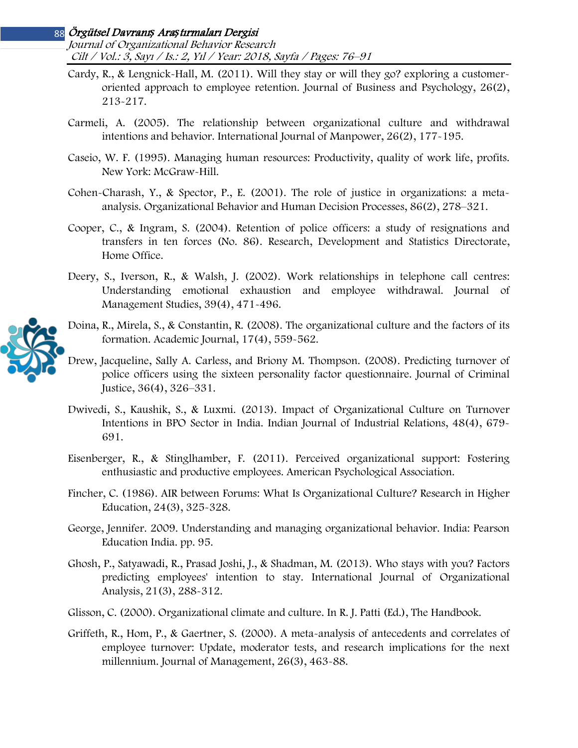Cardy, R., & Lengnick-Hall, M. (2011). Will they stay or will they go? exploring a customer-oriented approach to employee retention. Journal of Business and Psychology, 26(2), 213-217.

Carmeli, A. (2005). The relationship between organizational culture and withdrawal intentions and behavior. International Journal of Manpower, 26(2), 177-195.

Caseio, W. F. (1995). Managing human resources: Productivity, quality of work life, profits. New York: McGraw-Hill.

Cohen-Charash, Y., & Spector, P., E. (2001). The role of justice in organizations: a meta-analysis. Organizational Behavior and Human Decision Processes, 86(2), 278–321.

Cooper, C., & Ingram, S. (2004). Retention of police officers: a study of resignations and transfers in ten forces (No. 86). Research, Development and Statistics Directorate, Home Office.

Deery, S., Iverson, R., & Walsh, J. (2002). Work relationships in telephone call centres: Understanding emotional exhaustion and employee withdrawal. Journal of Management Studies, 39(4), 471-496.

Doina, R., Mirela, S., & Constantin, R. (2008). The organizational culture and the factors of its formation. Academic Journal, 17(4), 559-562.

Drew, Jacqueline, Sally A. Carless, and Briony M. Thompson. (2008). Predicting turnover of police officers using the sixteen personality factor questionnaire. Journal of Criminal Justice, 36(4), 326–331.

Dwivedi, S., Kaushik, S., & Luxmi. (2013). Impact of Organizational Culture on Turnover Intentions in BPO Sector in India. Indian Journal of Industrial Relations, 48(4), 679-691.

Eisenberger, R., & Stinglhamber, F. (2011). Perceived organizational support: Fostering enthusiastic and productive employees. American Psychological Association.

Fincher, C. (1986). AIR between Forums: What Is Organizational Culture? Research in Higher Education, 24(3), 325-328.

George, Jennifer. 2009. Understanding and managing organizational behavior. India: Pearson Education India. pp. 95.

Ghosh, P., Satyawadi, R., Prasad Joshi, J., & Shadman, M. (2013). Who stays with you? Factors predicting employees' intention to stay. International Journal of Organizational Analysis, 21(3), 288-312.

Glisson, C. (2000). Organizational climate and culture. In R. J. Patti (Ed.), The Handbook.

Griffeth, R., Hom, P., & Gaertner, S. (2000). A meta-analysis of antecedents and correlates of employee turnover: Update, moderator tests, and research implications for the next millennium. Journal of Management, 26(3), 463-88.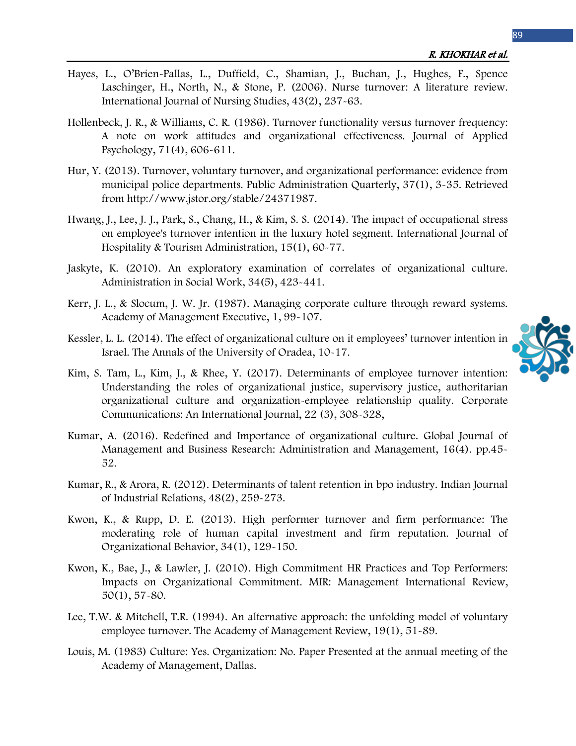Hayes, L., O'Brien-Pallas, L., Duffield, C., Shamian, J., Buchan, J., Hughes, F., Spence Laschinger, H., North, N., & Stone, P. (2006). Nurse turnover: A literature review. International Journal of Nursing Studies, 43(2), 237-63.

Hollenbeck, J. R., & Williams, C. R. (1986). Turnover functionality versus turnover frequency: A note on work attitudes and organizational effectiveness. Journal of Applied Psychology, 71(4), 606-611.

Hur, Y. (2013). Turnover, voluntary turnover, and organizational performance: evidence from municipal police departments. Public Administration Quarterly, 37(1), 3-35. Retrieved from http://www.jstor.org/stable/24371987.

Hwang, J., Lee, J. J., Park, S., Chang, H., & Kim, S. S. (2014). The impact of occupational stress on employee's turnover intention in the luxury hotel segment. International Journal of Hospitality & Tourism Administration, 15(1), 60-77.

Jaskyte, K. (2010). An exploratory examination of correlates of organizational culture. Administration in Social Work, 34(5), 423-441.

Kerr, J. L., & Slocum, J. W. Jr. (1987). Managing corporate culture through reward systems. Academy of Management Executive, 1, 99-107.

Kessler, L. L. (2014). The effect of organizational culture on it employees' turnover intention in Israel. The Annals of the University of Oradea, 10-17.

Kim, S. Tam, L., Kim, J., & Rhee, Y. (2017). Determinants of employee turnover intention: Understanding the roles of organizational justice, supervisory justice, authoritarian organizational culture and organization-employee relationship quality. Corporate Communications: An International Journal, 22 (3), 308-328,

Kumar, A. (2016). Redefined and Importance of organizational culture. Global Journal of Management and Business Research: Administration and Management, 16(4). pp.45-52.

Kumar, R., & Arora, R. (2012). Determinants of talent retention in bpo industry. Indian Journal of Industrial Relations, 48(2), 259-273.

Kwon, K., & Rupp, D. E. (2013). High performer turnover and firm performance: The moderating role of human capital investment and firm reputation. Journal of Organizational Behavior, 34(1), 129-150.

Kwon, K., Bae, J., & Lawler, J. (2010). High Commitment HR Practices and Top Performers: Impacts on Organizational Commitment. MIR: Management International Review, 50(1), 57-80.

Lee, T.W. & Mitchell, T.R. (1994). An alternative approach: the unfolding model of voluntary employee turnover. The Academy of Management Review, 19(1), 51-89.

Louis, M. (1983) Culture: Yes. Organization: No. Paper Presented at the annual meeting of the Academy of Management, Dallas.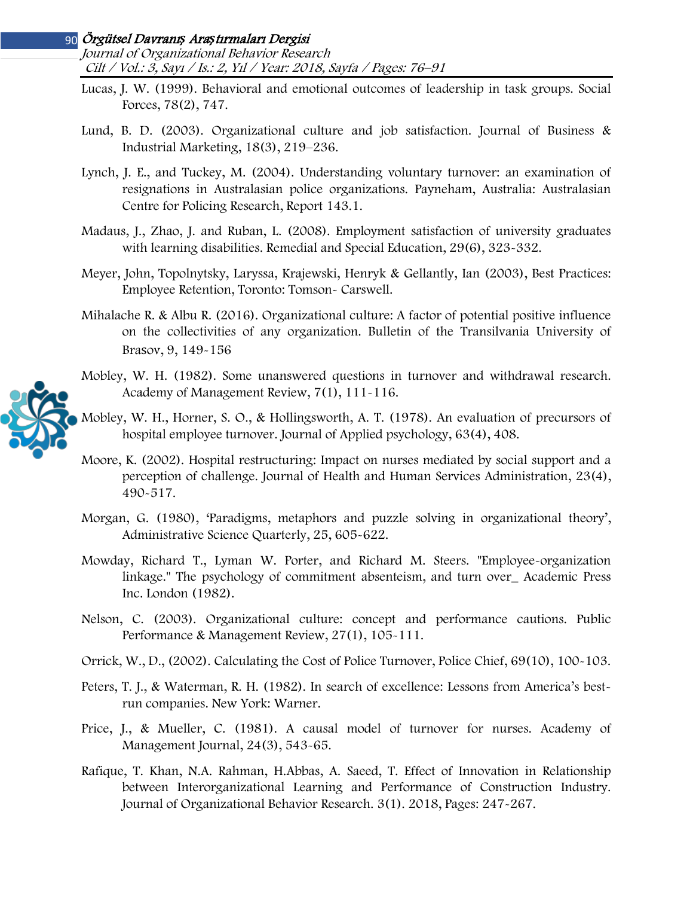Lucas, J. W. (1999). Behavioral and emotional outcomes of leadership in task groups. Social Forces, 78(2), 747.

Lund, B. D. (2003). Organizational culture and job satisfaction. Journal of Business & Industrial Marketing, 18(3), 219–236.

Lynch, J. E., and Tuckey, M. (2004). Understanding voluntary turnover: an examination of resignations in Australasian police organizations. Payneham, Australia: Australasian Centre for Policing Research, Report 143.1.

Madaus, J., Zhao, J. and Ruban, L. (2008). Employment satisfaction of university graduates with learning disabilities. Remedial and Special Education, 29(6), 323-332.

Meyer, John, Topolnytsky, Laryssa, Krajewski, Henryk & Gellantly, Ian (2003), Best Practices: Employee Retention, Toronto: Tomson- Carswell.

Mihalache R. & Albu R. (2016). Organizational culture: A factor of potential positive influence on the collectivities of any organization. Bulletin of the Transilvania University of Brasov, 9, 149-156

Mobley, W. H. (1982). Some unanswered questions in turnover and withdrawal research. Academy of Management Review, 7(1), 111-116.

Mobley, W. H., Horner, S. O., & Hollingsworth, A. T. (1978). An evaluation of precursors of hospital employee turnover. Journal of Applied psychology, 63(4), 408.

Moore, K. (2002). Hospital restructuring: Impact on nurses mediated by social support and a perception of challenge. Journal of Health and Human Services Administration, 23(4), 490-517.

Morgan, G. (1980), 'Paradigms, metaphors and puzzle solving in organizational theory', Administrative Science Quarterly, 25, 605-622.

Mowday, Richard T., Lyman W. Porter, and Richard M. Steers. "Employee-organization linkage." The psychology of commitment absenteism, and turn over_ Academic Press Inc. London (1982).

Nelson, C. (2003). Organizational culture: concept and performance cautions. Public Performance & Management Review, 27(1), 105-111.

Orrick, W., D., (2002). Calculating the Cost of Police Turnover, Police Chief, 69(10), 100-103.

Peters, T. J., & Waterman, R. H. (1982). In search of excellence: Lessons from America's best-run companies. New York: Warner.

Price, J., & Mueller, C. (1981). A causal model of turnover for nurses. Academy of Management Journal, 24(3), 543-65.

Rafique, T. Khan, N.A. Rahman, H.Abbas, A. Saeed, T. Effect of Innovation in Relationship between Interorganizational Learning and Performance of Construction Industry. Journal of Organizational Behavior Research. 3(1). 2018, Pages: 247-267.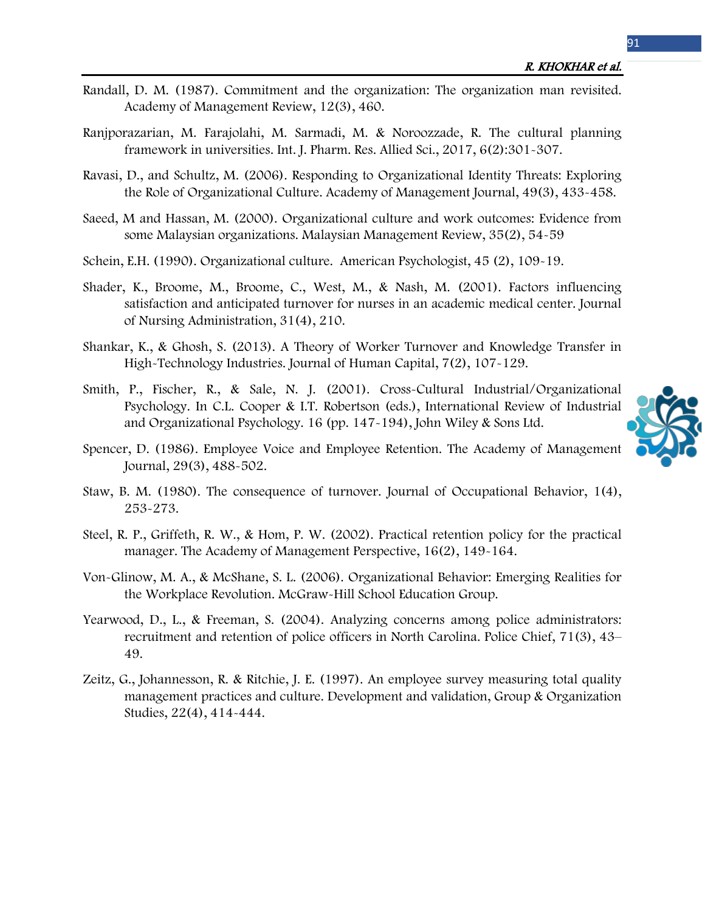Randall, D. M. (1987). Commitment and the organization: The organization man revisited. Academy of Management Review, 12(3), 460.

Ranjporazarian, M. Farajolahi, M. Sarmadi, M. & Noroozzade, R. The cultural planning framework in universities. Int. J. Pharm. Res. Allied Sci., 2017, 6(2):301-307.

Ravasi, D., and Schultz, M. (2006). Responding to Organizational Identity Threats: Exploring the Role of Organizational Culture. Academy of Management Journal, 49(3), 433-458.

Saeed, M and Hassan, M. (2000). Organizational culture and work outcomes: Evidence from some Malaysian organizations. Malaysian Management Review, 35(2), 54-59

Schein, E.H. (1990). Organizational culture. American Psychologist, 45 (2), 109-19.

Shader, K., Broome, M., Broome, C., West, M., & Nash, M. (2001). Factors influencing satisfaction and anticipated turnover for nurses in an academic medical center. Journal of Nursing Administration, 31(4), 210.

Shankar, K., & Ghosh, S. (2013). A Theory of Worker Turnover and Knowledge Transfer in High-Technology Industries. Journal of Human Capital, 7(2), 107-129.

Smith, P., Fischer, R., & Sale, N. J. (2001). Cross-Cultural Industrial/Organizational Psychology. In C.L. Cooper & I.T. Robertson (eds.), International Review of Industrial and Organizational Psychology. 16 (pp. 147-194), John Wiley & Sons Ltd.

Spencer, D. (1986). Employee Voice and Employee Retention. The Academy of Management Journal, 29(3), 488-502.

Staw, B. M. (1980). The consequence of turnover. Journal of Occupational Behavior, 1(4), 253-273.

Steel, R. P., Griffeth, R. W., & Hom, P. W. (2002). Practical retention policy for the practical manager. The Academy of Management Perspective, 16(2), 149-164.

Von-Glinow, M. A., & McShane, S. L. (2006). Organizational Behavior: Emerging Realities for the Workplace Revolution. McGraw-Hill School Education Group.

Yearwood, D., L., & Freeman, S. (2004). Analyzing concerns among police administrators: recruitment and retention of police officers in North Carolina. Police Chief, 71(3), 43–49.

Zeitz, G., Johannesson, R. & Ritchie, J. E. (1997). An employee survey measuring total quality management practices and culture. Development and validation, Group & Organization Studies, 22(4), 414-444.